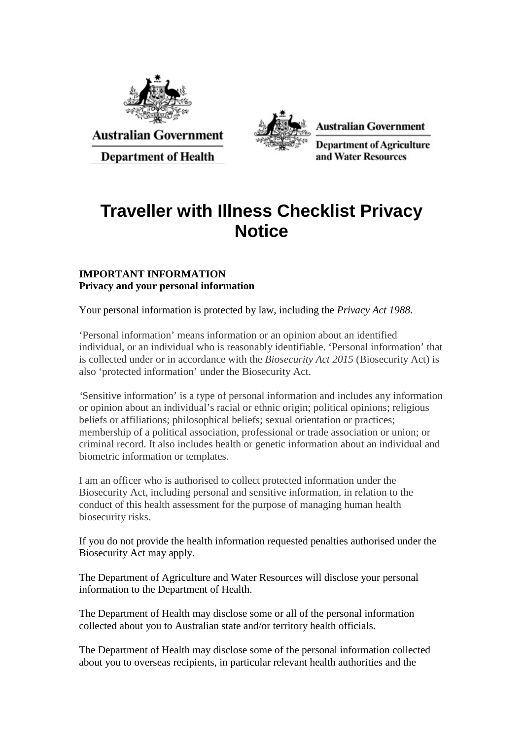Australian Government
Department of Health

Australian Government
Department of Agriculture and Water Resources

# Traveller with Illness Checklist Privacy Notice

**IMPORTANT INFORMATION**
**Privacy and your personal information**

Your personal information is protected by law, including the *Privacy Act 1988.*

‘Personal information’ means information or an opinion about an identified individual, or an individual who is reasonably identifiable. ‘Personal information’ that is collected under or in accordance with the *Biosecurity Act 2015* (Biosecurity Act) is also ‘protected information’ under the Biosecurity Act.

‘Sensitive information’ is a type of personal information and includes any information or opinion about an individual’s racial or ethnic origin; political opinions; religious beliefs or affiliations; philosophical beliefs; sexual orientation or practices; membership of a political association, professional or trade association or union; or criminal record. It also includes health or genetic information about an individual and biometric information or templates.

I am an officer who is authorised to collect protected information under the Biosecurity Act, including personal and sensitive information, in relation to the conduct of this health assessment for the purpose of managing human health biosecurity risks.

If you do not provide the health information requested penalties authorised under the Biosecurity Act may apply.

The Department of Agriculture and Water Resources will disclose your personal information to the Department of Health.

The Department of Health may disclose some or all of the personal information collected about you to Australian state and/or territory health officials.

The Department of Health may disclose some of the personal information collected about you to overseas recipients, in particular relevant health authorities and the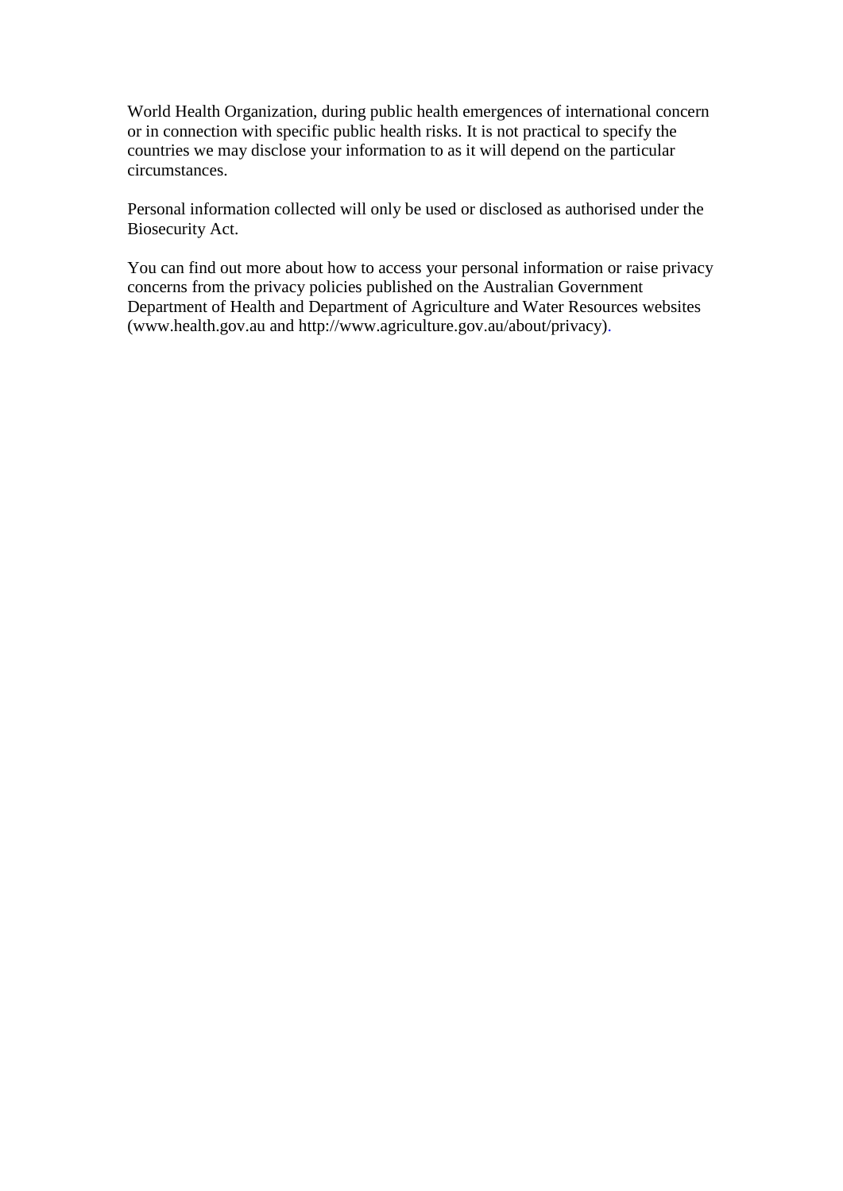World Health Organization, during public health emergences of international concern or in connection with specific public health risks. It is not practical to specify the countries we may disclose your information to as it will depend on the particular circumstances.

Personal information collected will only be used or disclosed as authorised under the Biosecurity Act.

You can find out more about how to access your personal information or raise privacy concerns from the privacy policies published on the Australian Government Department of Health and Department of Agriculture and Water Resources websites (www.health.gov.au and http://www.agriculture.gov.au/about/privacy).